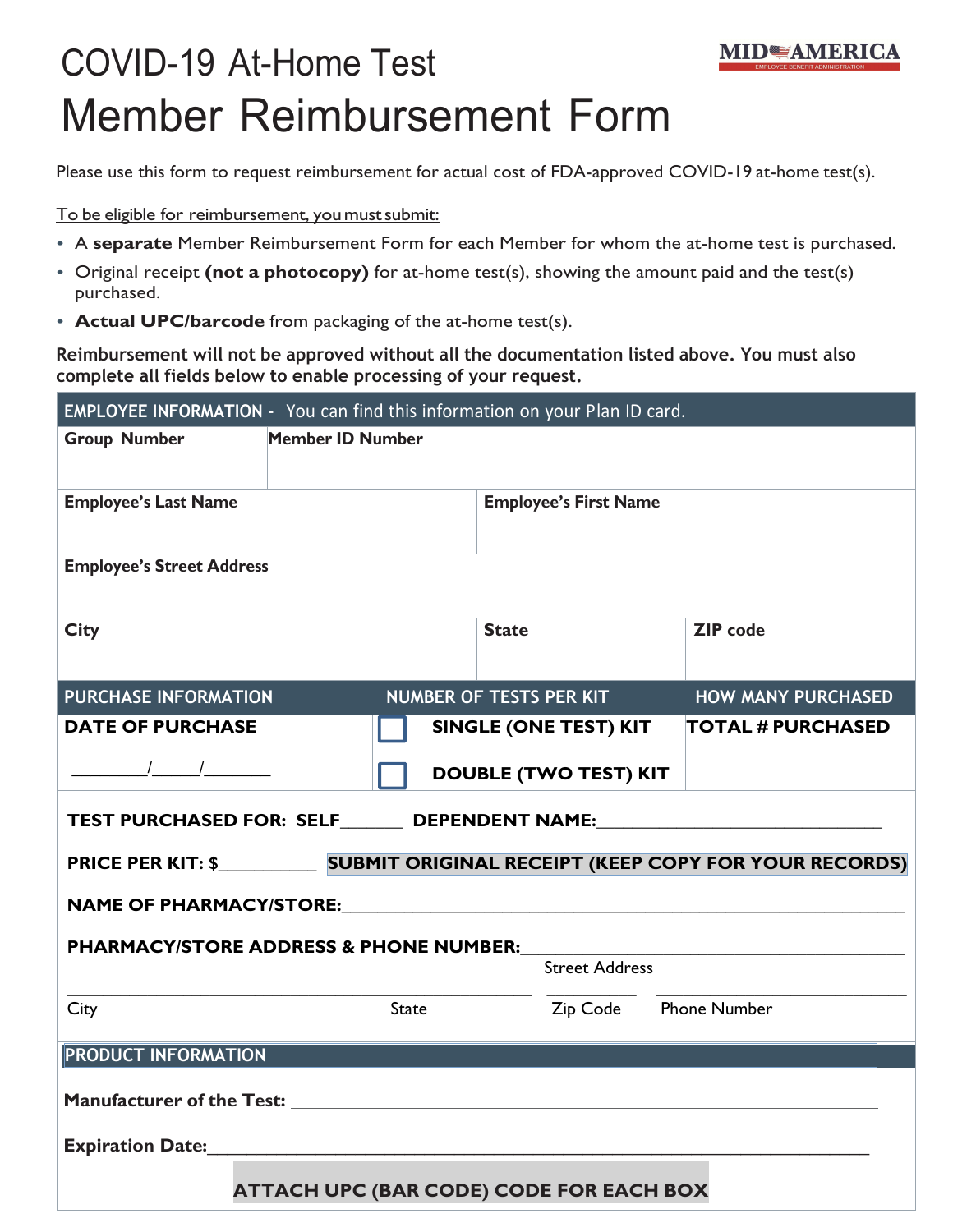MID AMERICA
EMPLOYEE BENEFIT ADMINISTRATION

# COVID-19 At-Home Test
# Member Reimbursement Form

Please use this form to request reimbursement for actual cost of FDA-approved COVID-19 at-home test(s).

To be eligible for reimbursement, you must submit:

- A **separate** Member Reimbursement Form for each Member for whom the at-home test is purchased.
- Original receipt **(not a photocopy)** for at-home test(s), showing the amount paid and the test(s) purchased.
- **Actual UPC/barcode** from packaging of the at-home test(s).

**Reimbursement will not be approved without all the documentation listed above. You must also complete all fields below to enable processing of your request.**

| EMPLOYEE INFORMATION - You can find this information on your Plan ID card. | | |
|---|---|---|
| **Group Number** | **Member ID Number** | |
| **Employee's Last Name** | **Employee's First Name** | |
| **Employee's Street Address** | | |
| **City** | **State** | **ZIP code** |

| PURCHASE INFORMATION | NUMBER OF TESTS PER KIT | HOW MANY PURCHASED |
|---|---|---|
| **DATE OF PURCHASE** | ☐ **SINGLE (ONE TEST) KIT** | **TOTAL # PURCHASED** |
| ________/_____/_______ | ☐ **DOUBLE (TWO TEST) KIT** | |

**TEST PURCHASED FOR: SELF______ DEPENDENT NAME:_____________________________**

**PRICE PER KIT: $__________ SUBMIT ORIGINAL RECEIPT (KEEP COPY FOR YOUR RECORDS)**

**NAME OF PHARMACY/STORE:_____________________________________________________**

**PHARMACY/STORE ADDRESS & PHONE NUMBER:___________________________________**

Street Address

_____________________________________ __________ ____________________

City State Zip Code Phone Number

**PRODUCT INFORMATION**

**Manufacturer of the Test:** _____________________________________________________

**Expiration Date:**____________________________________________________________

**ATTACH UPC (BAR CODE) CODE FOR EACH BOX**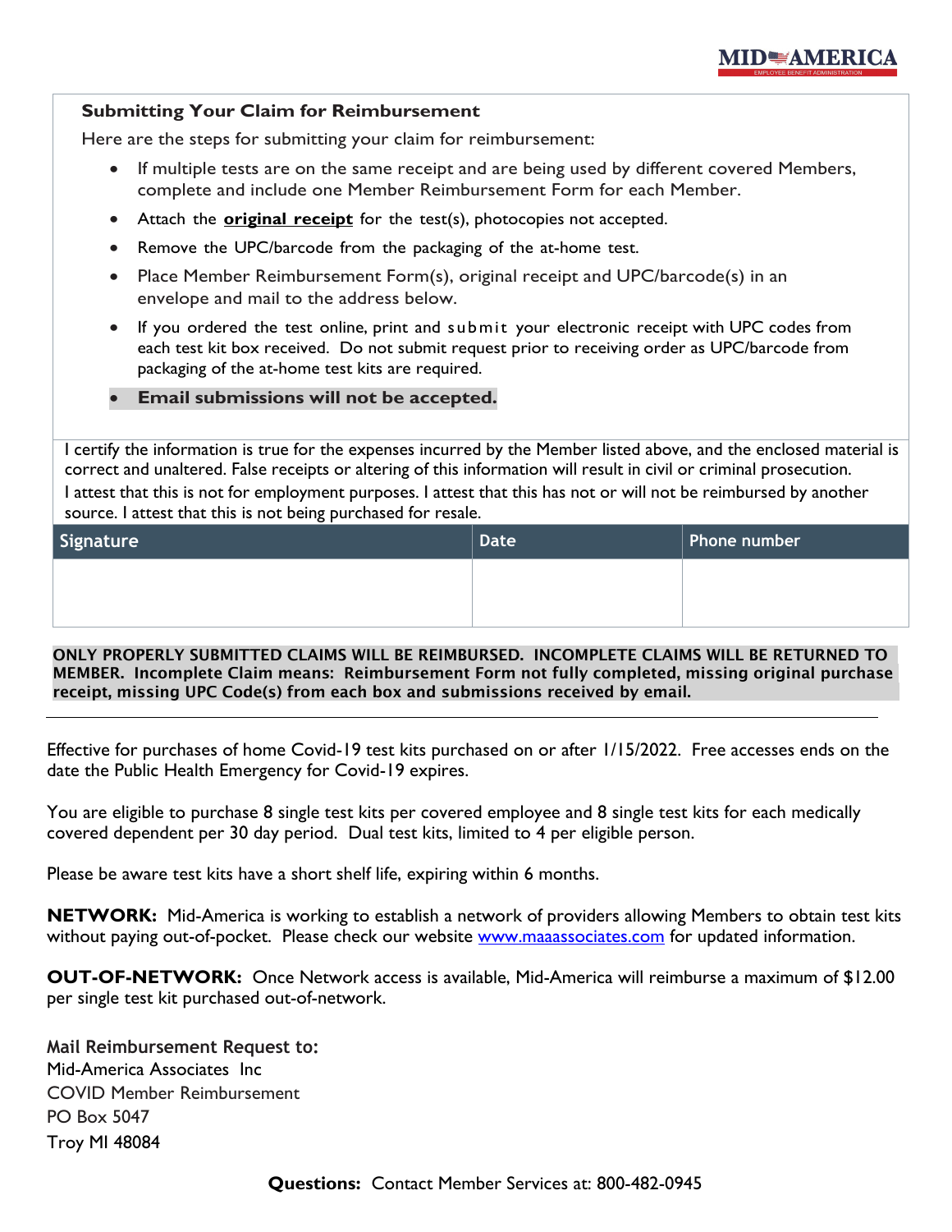MID AMERICA
EMPLOYEE BENEFIT ADMINISTRATION

### Submitting Your Claim for Reimbursement

Here are the steps for submitting your claim for reimbursement:

- If multiple tests are on the same receipt and are being used by different covered Members, complete and include one Member Reimbursement Form for each Member.
- Attach the **original receipt** for the test(s), photocopies not accepted.
- Remove the UPC/barcode from the packaging of the at-home test.
- Place Member Reimbursement Form(s), original receipt and UPC/barcode(s) in an envelope and mail to the address below.
- If you ordered the test online, print and submit your electronic receipt with UPC codes from each test kit box received. Do not submit request prior to receiving order as UPC/barcode from packaging of the at-home test kits are required.
- **Email submissions will not be accepted.**

I certify the information is true for the expenses incurred by the Member listed above, and the enclosed material is correct and unaltered. False receipts or altering of this information will result in civil or criminal prosecution.
I attest that this is not for employment purposes. I attest that this has not or will not be reimbursed by another source. I attest that this is not being purchased for resale.

| Signature | Date | Phone number |
|---|---|---|
| | | |

**ONLY PROPERLY SUBMITTED CLAIMS WILL BE REIMBURSED. INCOMPLETE CLAIMS WILL BE RETURNED TO MEMBER. Incomplete Claim means: Reimbursement Form not fully completed, missing original purchase receipt, missing UPC Code(s) from each box and submissions received by email.**

---

Effective for purchases of home Covid-19 test kits purchased on or after 1/15/2022. Free accesses ends on the date the Public Health Emergency for Covid-19 expires.

You are eligible to purchase 8 single test kits per covered employee and 8 single test kits for each medically covered dependent per 30 day period. Dual test kits, limited to 4 per eligible person.

Please be aware test kits have a short shelf life, expiring within 6 months.

**NETWORK:** Mid-America is working to establish a network of providers allowing Members to obtain test kits without paying out-of-pocket. Please check our website www.maaassociates.com for updated information.

**OUT-OF-NETWORK:** Once Network access is available, Mid-America will reimburse a maximum of $12.00 per single test kit purchased out-of-network.

**Mail Reimbursement Request to:**
Mid-America Associates Inc
COVID Member Reimbursement
PO Box 5047
Troy MI 48084

**Questions:** Contact Member Services at: 800-482-0945